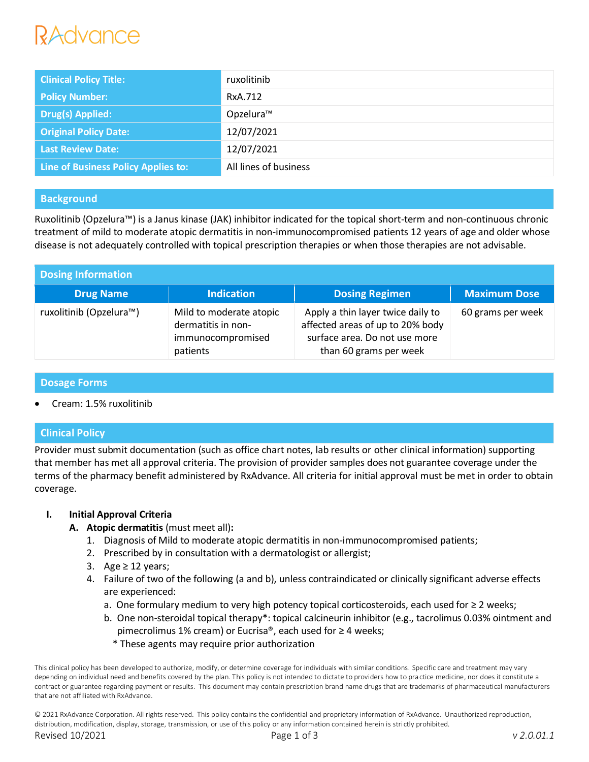RxAdvance

| Clinical Policy Title: | ruxolitinib |
| --- | --- |
| Policy Number: | RxA.712 |
| Drug(s) Applied: | Opzelura™ |
| Original Policy Date: | 12/07/2021 |
| Last Review Date: | 12/07/2021 |
| Line of Business Policy Applies to: | All lines of business |

## Background

Ruxolitinib (Opzelura™) is a Janus kinase (JAK) inhibitor indicated for the topical short-term and non-continuous chronic treatment of mild to moderate atopic dermatitis in non-immunocompromised patients 12 years of age and older whose disease is not adequately controlled with topical prescription therapies or when those therapies are not advisable.

## Dosing Information

| Drug Name | Indication | Dosing Regimen | Maximum Dose |
| --- | --- | --- | --- |
| ruxolitinib (Opzelura™) | Mild to moderate atopic dermatitis in non-immunocompromised patients | Apply a thin layer twice daily to affected areas of up to 20% body surface area. Do not use more than 60 grams per week | 60 grams per week |

## Dosage Forms

- Cream: 1.5% ruxolitinib

## Clinical Policy

Provider must submit documentation (such as office chart notes, lab results or other clinical information) supporting that member has met all approval criteria. The provision of provider samples does not guarantee coverage under the terms of the pharmacy benefit administered by RxAdvance. All criteria for initial approval must be met in order to obtain coverage.

**I. Initial Approval Criteria**

**A. Atopic dermatitis** (must meet all)**:**

1. Diagnosis of Mild to moderate atopic dermatitis in non-immunocompromised patients;
2. Prescribed by in consultation with a dermatologist or allergist;
3. Age ≥ 12 years;
4. Failure of two of the following (a and b), unless contraindicated or clinically significant adverse effects are experienced:
   a. One formulary medium to very high potency topical corticosteroids, each used for ≥ 2 weeks;
   b. One non-steroidal topical therapy*: topical calcineurin inhibitor (e.g., tacrolimus 0.03% ointment and pimecrolimus 1% cream) or Eucrisa®, each used for ≥ 4 weeks;
   * These agents may require prior authorization

This clinical policy has been developed to authorize, modify, or determine coverage for individuals with similar conditions. Specific care and treatment may vary depending on individual need and benefits covered by the plan. This policy is not intended to dictate to providers how to practice medicine, nor does it constitute a contract or guarantee regarding payment or results. This document may contain prescription brand name drugs that are trademarks of pharmaceutical manufacturers that are not affiliated with RxAdvance.

© 2021 RxAdvance Corporation. All rights reserved. This policy contains the confidential and proprietary information of RxAdvance. Unauthorized reproduction, distribution, modification, display, storage, transmission, or use of this policy or any information contained herein is strictly prohibited.

Revised 10/2021 — v 2.0.01.1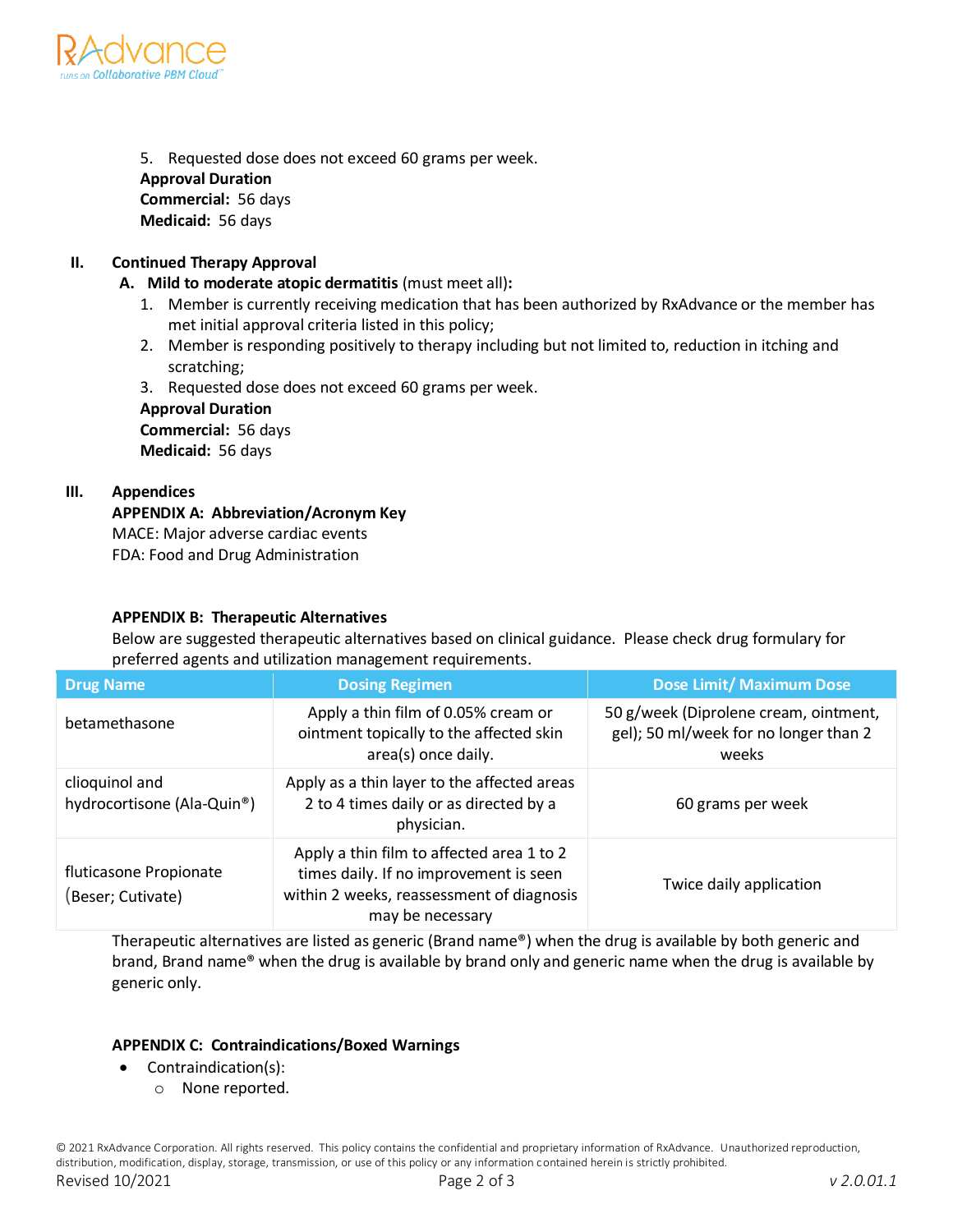5. Requested dose does not exceed 60 grams per week.

**Approval Duration**
**Commercial:** 56 days
**Medicaid:** 56 days

## II. Continued Therapy Approval

**A. Mild to moderate atopic dermatitis** (must meet all)**:**

1. Member is currently receiving medication that has been authorized by RxAdvance or the member has met initial approval criteria listed in this policy;
2. Member is responding positively to therapy including but not limited to, reduction in itching and scratching;
3. Requested dose does not exceed 60 grams per week.

**Approval Duration**
**Commercial:** 56 days
**Medicaid:** 56 days

## III. Appendices

**APPENDIX A: Abbreviation/Acronym Key**

MACE: Major adverse cardiac events
FDA: Food and Drug Administration

**APPENDIX B: Therapeutic Alternatives**

Below are suggested therapeutic alternatives based on clinical guidance. Please check drug formulary for preferred agents and utilization management requirements.

| Drug Name | Dosing Regimen | Dose Limit/ Maximum Dose |
|---|---|---|
| betamethasone | Apply a thin film of 0.05% cream or ointment topically to the affected skin area(s) once daily. | 50 g/week (Diprolene cream, ointment, gel); 50 ml/week for no longer than 2 weeks |
| clioquinol and hydrocortisone (Ala-Quin®) | Apply as a thin layer to the affected areas 2 to 4 times daily or as directed by a physician. | 60 grams per week |
| fluticasone Propionate (Beser; Cutivate) | Apply a thin film to affected area 1 to 2 times daily. If no improvement is seen within 2 weeks, reassessment of diagnosis may be necessary | Twice daily application |

Therapeutic alternatives are listed as generic (Brand name®) when the drug is available by both generic and brand, Brand name® when the drug is available by brand only and generic name when the drug is available by generic only.

**APPENDIX C: Contraindications/Boxed Warnings**

- Contraindication(s):
  - None reported.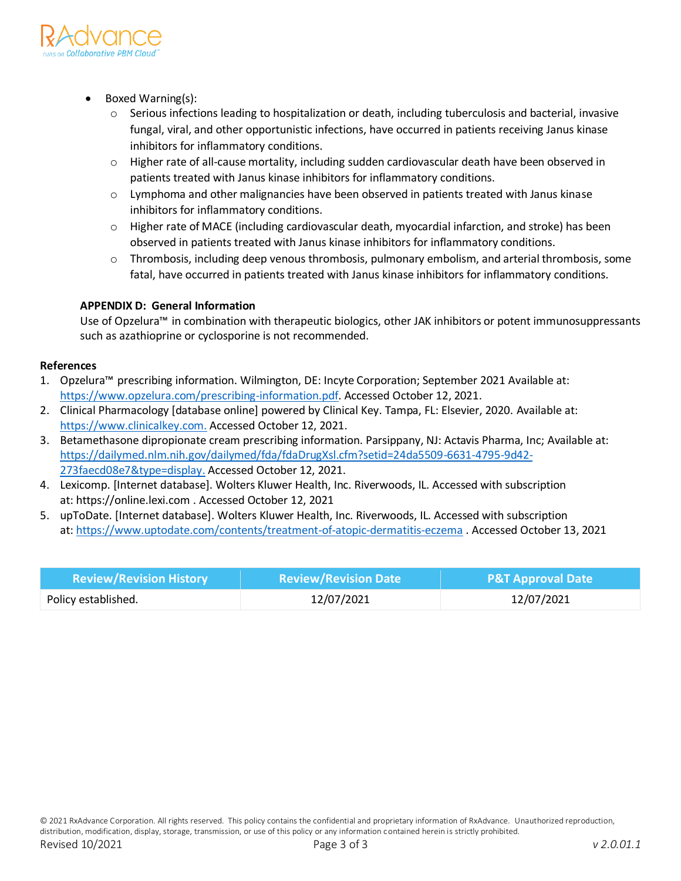- Boxed Warning(s):
  - Serious infections leading to hospitalization or death, including tuberculosis and bacterial, invasive fungal, viral, and other opportunistic infections, have occurred in patients receiving Janus kinase inhibitors for inflammatory conditions.
  - Higher rate of all-cause mortality, including sudden cardiovascular death have been observed in patients treated with Janus kinase inhibitors for inflammatory conditions.
  - Lymphoma and other malignancies have been observed in patients treated with Janus kinase inhibitors for inflammatory conditions.
  - Higher rate of MACE (including cardiovascular death, myocardial infarction, and stroke) has been observed in patients treated with Janus kinase inhibitors for inflammatory conditions.
  - Thrombosis, including deep venous thrombosis, pulmonary embolism, and arterial thrombosis, some fatal, have occurred in patients treated with Janus kinase inhibitors for inflammatory conditions.

**APPENDIX D: General Information**

Use of Opzelura™ in combination with therapeutic biologics, other JAK inhibitors or potent immunosuppressants such as azathioprine or cyclosporine is not recommended.

**References**

1. Opzelura™ prescribing information. Wilmington, DE: Incyte Corporation; September 2021 Available at: https://www.opzelura.com/prescribing-information.pdf. Accessed October 12, 2021.
2. Clinical Pharmacology [database online] powered by Clinical Key. Tampa, FL: Elsevier, 2020. Available at: https://www.clinicalkey.com. Accessed October 12, 2021.
3. Betamethasone dipropionate cream prescribing information. Parsippany, NJ: Actavis Pharma, Inc; Available at: https://dailymed.nlm.nih.gov/dailymed/fda/fdaDrugXsl.cfm?setid=24da5509-6631-4795-9d42-273faecd08e7&type=display. Accessed October 12, 2021.
4. Lexicomp. [Internet database]. Wolters Kluwer Health, Inc. Riverwoods, IL. Accessed with subscription at: https://online.lexi.com . Accessed October 12, 2021
5. upToDate. [Internet database]. Wolters Kluwer Health, Inc. Riverwoods, IL. Accessed with subscription at: https://www.uptodate.com/contents/treatment-of-atopic-dermatitis-eczema . Accessed October 13, 2021

| Review/Revision History | Review/Revision Date | P&T Approval Date |
| --- | --- | --- |
| Policy established. | 12/07/2021 | 12/07/2021 |